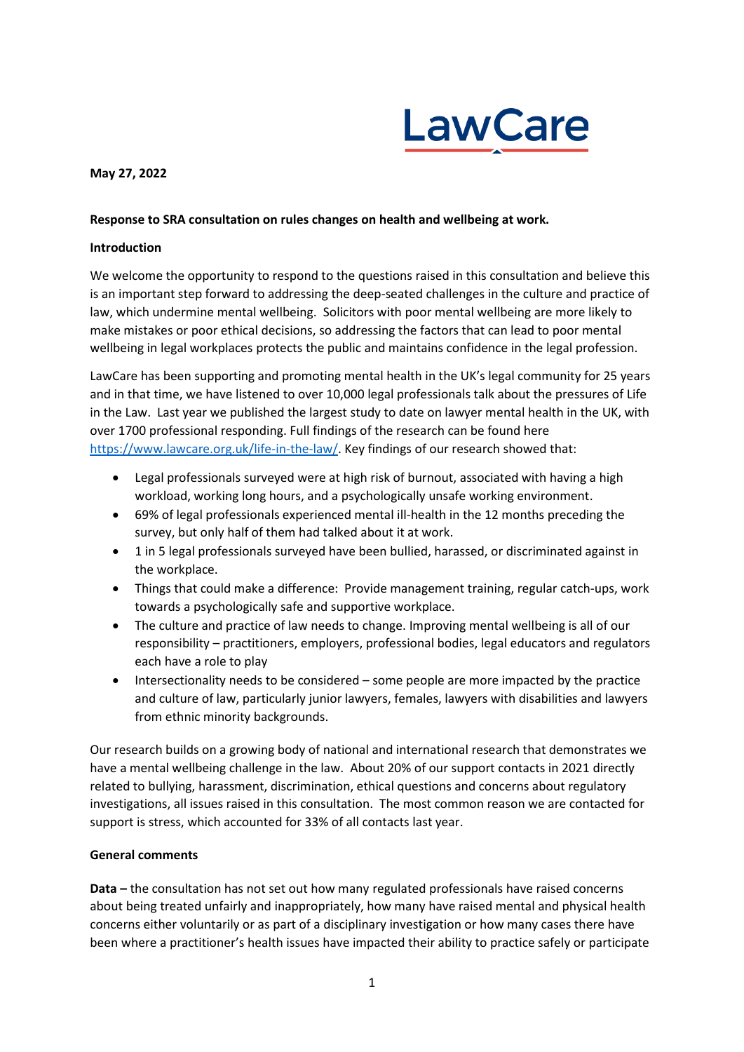LawCare

**May 27, 2022**

**Response to SRA consultation on rules changes on health and wellbeing at work.**

**Introduction**

We welcome the opportunity to respond to the questions raised in this consultation and believe this is an important step forward to addressing the deep-seated challenges in the culture and practice of law, which undermine mental wellbeing. Solicitors with poor mental wellbeing are more likely to make mistakes or poor ethical decisions, so addressing the factors that can lead to poor mental wellbeing in legal workplaces protects the public and maintains confidence in the legal profession.

LawCare has been supporting and promoting mental health in the UK's legal community for 25 years and in that time, we have listened to over 10,000 legal professionals talk about the pressures of Life in the Law. Last year we published the largest study to date on lawyer mental health in the UK, with over 1700 professional responding. Full findings of the research can be found here [https://www.lawcare.org.uk/life-in-the-law/](https://www.lawcare.org.uk/life-in-the-law/). Key findings of our research showed that:

- Legal professionals surveyed were at high risk of burnout, associated with having a high workload, working long hours, and a psychologically unsafe working environment.
- 69% of legal professionals experienced mental ill-health in the 12 months preceding the survey, but only half of them had talked about it at work.
- 1 in 5 legal professionals surveyed have been bullied, harassed, or discriminated against in the workplace.
- Things that could make a difference: Provide management training, regular catch-ups, work towards a psychologically safe and supportive workplace.
- The culture and practice of law needs to change. Improving mental wellbeing is all of our responsibility – practitioners, employers, professional bodies, legal educators and regulators each have a role to play
- Intersectionality needs to be considered – some people are more impacted by the practice and culture of law, particularly junior lawyers, females, lawyers with disabilities and lawyers from ethnic minority backgrounds.

Our research builds on a growing body of national and international research that demonstrates we have a mental wellbeing challenge in the law. About 20% of our support contacts in 2021 directly related to bullying, harassment, discrimination, ethical questions and concerns about regulatory investigations, all issues raised in this consultation. The most common reason we are contacted for support is stress, which accounted for 33% of all contacts last year.

**General comments**

**Data –** the consultation has not set out how many regulated professionals have raised concerns about being treated unfairly and inappropriately, how many have raised mental and physical health concerns either voluntarily or as part of a disciplinary investigation or how many cases there have been where a practitioner's health issues have impacted their ability to practice safely or participate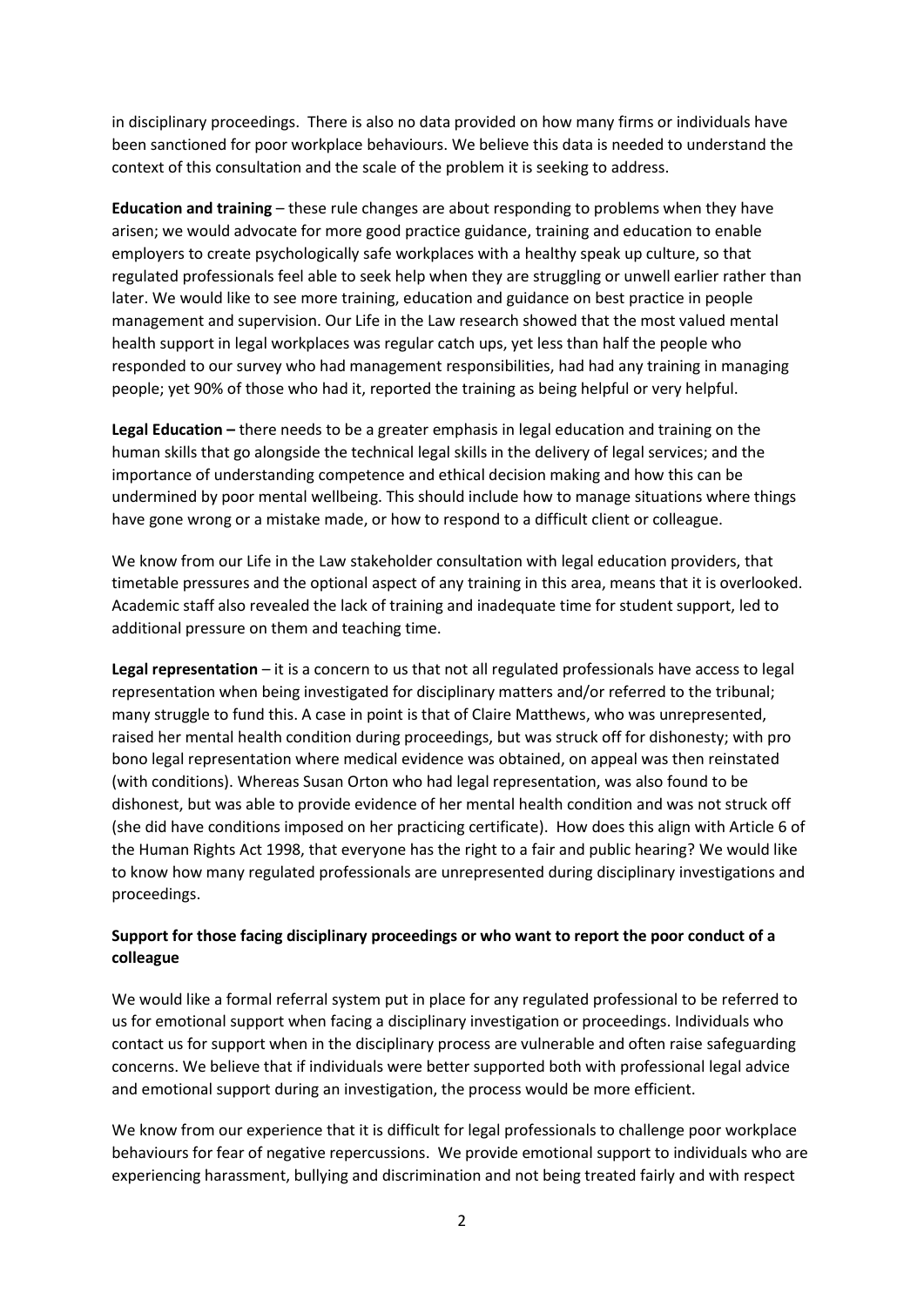in disciplinary proceedings. There is also no data provided on how many firms or individuals have been sanctioned for poor workplace behaviours. We believe this data is needed to understand the context of this consultation and the scale of the problem it is seeking to address.

**Education and training** – these rule changes are about responding to problems when they have arisen; we would advocate for more good practice guidance, training and education to enable employers to create psychologically safe workplaces with a healthy speak up culture, so that regulated professionals feel able to seek help when they are struggling or unwell earlier rather than later. We would like to see more training, education and guidance on best practice in people management and supervision. Our Life in the Law research showed that the most valued mental health support in legal workplaces was regular catch ups, yet less than half the people who responded to our survey who had management responsibilities, had had any training in managing people; yet 90% of those who had it, reported the training as being helpful or very helpful.

**Legal Education –** there needs to be a greater emphasis in legal education and training on the human skills that go alongside the technical legal skills in the delivery of legal services; and the importance of understanding competence and ethical decision making and how this can be undermined by poor mental wellbeing. This should include how to manage situations where things have gone wrong or a mistake made, or how to respond to a difficult client or colleague.

We know from our Life in the Law stakeholder consultation with legal education providers, that timetable pressures and the optional aspect of any training in this area, means that it is overlooked. Academic staff also revealed the lack of training and inadequate time for student support, led to additional pressure on them and teaching time.

**Legal representation** – it is a concern to us that not all regulated professionals have access to legal representation when being investigated for disciplinary matters and/or referred to the tribunal; many struggle to fund this. A case in point is that of Claire Matthews, who was unrepresented, raised her mental health condition during proceedings, but was struck off for dishonesty; with pro bono legal representation where medical evidence was obtained, on appeal was then reinstated (with conditions). Whereas Susan Orton who had legal representation, was also found to be dishonest, but was able to provide evidence of her mental health condition and was not struck off (she did have conditions imposed on her practicing certificate). How does this align with Article 6 of the Human Rights Act 1998, that everyone has the right to a fair and public hearing? We would like to know how many regulated professionals are unrepresented during disciplinary investigations and proceedings.

**Support for those facing disciplinary proceedings or who want to report the poor conduct of a colleague**

We would like a formal referral system put in place for any regulated professional to be referred to us for emotional support when facing a disciplinary investigation or proceedings. Individuals who contact us for support when in the disciplinary process are vulnerable and often raise safeguarding concerns. We believe that if individuals were better supported both with professional legal advice and emotional support during an investigation, the process would be more efficient.

We know from our experience that it is difficult for legal professionals to challenge poor workplace behaviours for fear of negative repercussions. We provide emotional support to individuals who are experiencing harassment, bullying and discrimination and not being treated fairly and with respect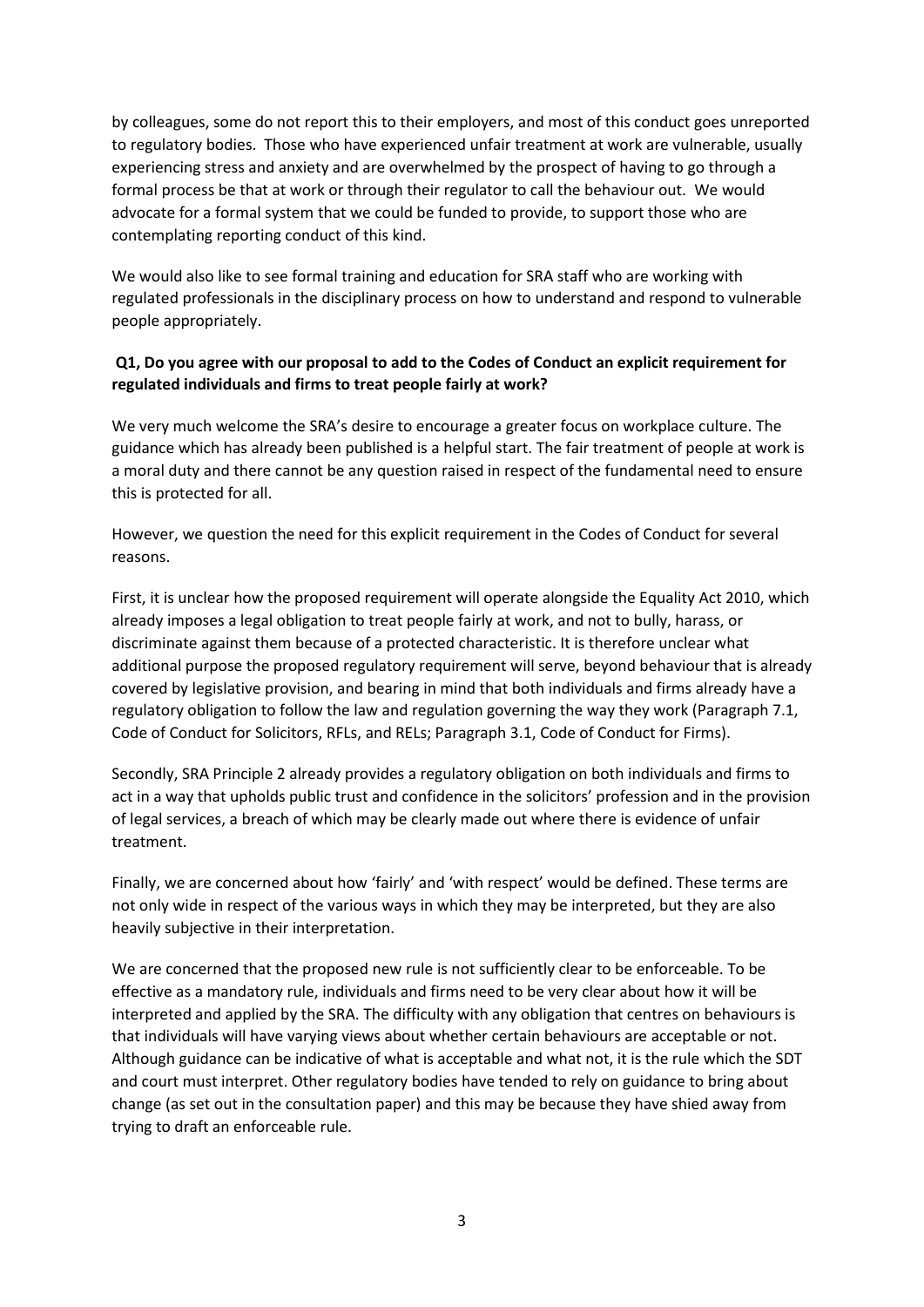by colleagues, some do not report this to their employers, and most of this conduct goes unreported to regulatory bodies. Those who have experienced unfair treatment at work are vulnerable, usually experiencing stress and anxiety and are overwhelmed by the prospect of having to go through a formal process be that at work or through their regulator to call the behaviour out. We would advocate for a formal system that we could be funded to provide, to support those who are contemplating reporting conduct of this kind.

We would also like to see formal training and education for SRA staff who are working with regulated professionals in the disciplinary process on how to understand and respond to vulnerable people appropriately.

**Q1, Do you agree with our proposal to add to the Codes of Conduct an explicit requirement for regulated individuals and firms to treat people fairly at work?**

We very much welcome the SRA's desire to encourage a greater focus on workplace culture. The guidance which has already been published is a helpful start. The fair treatment of people at work is a moral duty and there cannot be any question raised in respect of the fundamental need to ensure this is protected for all.

However, we question the need for this explicit requirement in the Codes of Conduct for several reasons.

First, it is unclear how the proposed requirement will operate alongside the Equality Act 2010, which already imposes a legal obligation to treat people fairly at work, and not to bully, harass, or discriminate against them because of a protected characteristic. It is therefore unclear what additional purpose the proposed regulatory requirement will serve, beyond behaviour that is already covered by legislative provision, and bearing in mind that both individuals and firms already have a regulatory obligation to follow the law and regulation governing the way they work (Paragraph 7.1, Code of Conduct for Solicitors, RFLs, and RELs; Paragraph 3.1, Code of Conduct for Firms).

Secondly, SRA Principle 2 already provides a regulatory obligation on both individuals and firms to act in a way that upholds public trust and confidence in the solicitors' profession and in the provision of legal services, a breach of which may be clearly made out where there is evidence of unfair treatment.

Finally, we are concerned about how 'fairly' and 'with respect' would be defined. These terms are not only wide in respect of the various ways in which they may be interpreted, but they are also heavily subjective in their interpretation.

We are concerned that the proposed new rule is not sufficiently clear to be enforceable. To be effective as a mandatory rule, individuals and firms need to be very clear about how it will be interpreted and applied by the SRA. The difficulty with any obligation that centres on behaviours is that individuals will have varying views about whether certain behaviours are acceptable or not. Although guidance can be indicative of what is acceptable and what not, it is the rule which the SDT and court must interpret. Other regulatory bodies have tended to rely on guidance to bring about change (as set out in the consultation paper) and this may be because they have shied away from trying to draft an enforceable rule.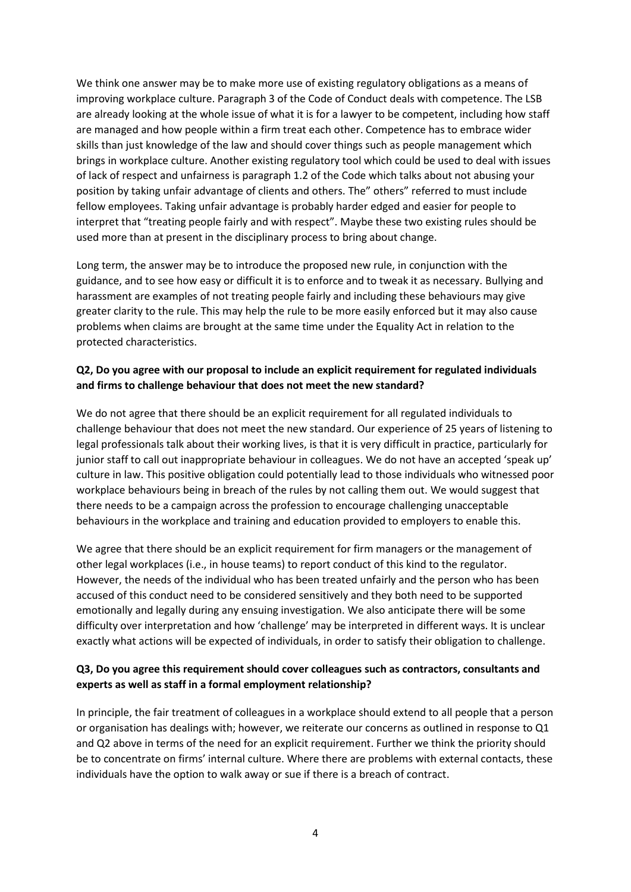We think one answer may be to make more use of existing regulatory obligations as a means of improving workplace culture. Paragraph 3 of the Code of Conduct deals with competence. The LSB are already looking at the whole issue of what it is for a lawyer to be competent, including how staff are managed and how people within a firm treat each other. Competence has to embrace wider skills than just knowledge of the law and should cover things such as people management which brings in workplace culture. Another existing regulatory tool which could be used to deal with issues of lack of respect and unfairness is paragraph 1.2 of the Code which talks about not abusing your position by taking unfair advantage of clients and others. The" others" referred to must include fellow employees. Taking unfair advantage is probably harder edged and easier for people to interpret that "treating people fairly and with respect". Maybe these two existing rules should be used more than at present in the disciplinary process to bring about change.

Long term, the answer may be to introduce the proposed new rule, in conjunction with the guidance, and to see how easy or difficult it is to enforce and to tweak it as necessary. Bullying and harassment are examples of not treating people fairly and including these behaviours may give greater clarity to the rule. This may help the rule to be more easily enforced but it may also cause problems when claims are brought at the same time under the Equality Act in relation to the protected characteristics.

**Q2, Do you agree with our proposal to include an explicit requirement for regulated individuals and firms to challenge behaviour that does not meet the new standard?**

We do not agree that there should be an explicit requirement for all regulated individuals to challenge behaviour that does not meet the new standard. Our experience of 25 years of listening to legal professionals talk about their working lives, is that it is very difficult in practice, particularly for junior staff to call out inappropriate behaviour in colleagues. We do not have an accepted 'speak up' culture in law. This positive obligation could potentially lead to those individuals who witnessed poor workplace behaviours being in breach of the rules by not calling them out. We would suggest that there needs to be a campaign across the profession to encourage challenging unacceptable behaviours in the workplace and training and education provided to employers to enable this.

We agree that there should be an explicit requirement for firm managers or the management of other legal workplaces (i.e., in house teams) to report conduct of this kind to the regulator. However, the needs of the individual who has been treated unfairly and the person who has been accused of this conduct need to be considered sensitively and they both need to be supported emotionally and legally during any ensuing investigation. We also anticipate there will be some difficulty over interpretation and how 'challenge' may be interpreted in different ways. It is unclear exactly what actions will be expected of individuals, in order to satisfy their obligation to challenge.

**Q3, Do you agree this requirement should cover colleagues such as contractors, consultants and experts as well as staff in a formal employment relationship?**

In principle, the fair treatment of colleagues in a workplace should extend to all people that a person or organisation has dealings with; however, we reiterate our concerns as outlined in response to Q1 and Q2 above in terms of the need for an explicit requirement. Further we think the priority should be to concentrate on firms' internal culture. Where there are problems with external contacts, these individuals have the option to walk away or sue if there is a breach of contract.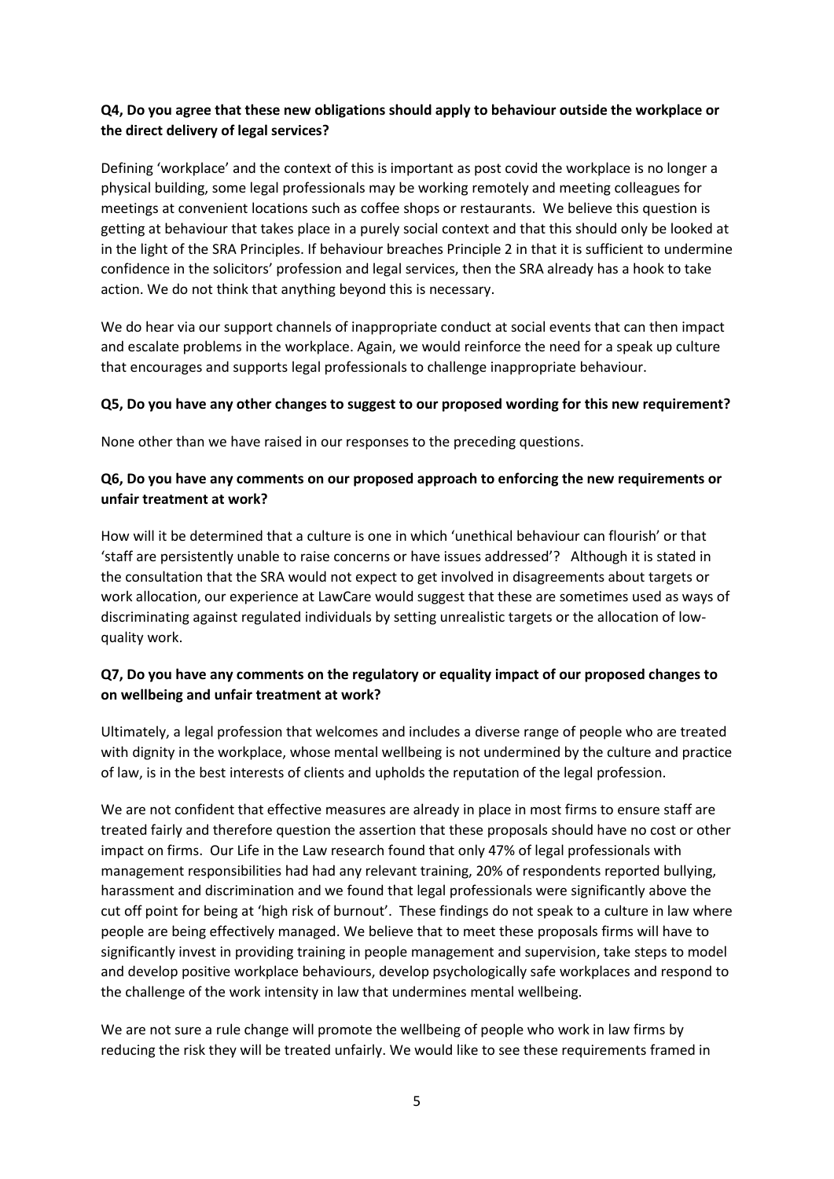**Q4, Do you agree that these new obligations should apply to behaviour outside the workplace or the direct delivery of legal services?**

Defining 'workplace' and the context of this is important as post covid the workplace is no longer a physical building, some legal professionals may be working remotely and meeting colleagues for meetings at convenient locations such as coffee shops or restaurants. We believe this question is getting at behaviour that takes place in a purely social context and that this should only be looked at in the light of the SRA Principles. If behaviour breaches Principle 2 in that it is sufficient to undermine confidence in the solicitors' profession and legal services, then the SRA already has a hook to take action. We do not think that anything beyond this is necessary.

We do hear via our support channels of inappropriate conduct at social events that can then impact and escalate problems in the workplace. Again, we would reinforce the need for a speak up culture that encourages and supports legal professionals to challenge inappropriate behaviour.

**Q5, Do you have any other changes to suggest to our proposed wording for this new requirement?**

None other than we have raised in our responses to the preceding questions.

**Q6, Do you have any comments on our proposed approach to enforcing the new requirements or unfair treatment at work?**

How will it be determined that a culture is one in which 'unethical behaviour can flourish' or that 'staff are persistently unable to raise concerns or have issues addressed'? Although it is stated in the consultation that the SRA would not expect to get involved in disagreements about targets or work allocation, our experience at LawCare would suggest that these are sometimes used as ways of discriminating against regulated individuals by setting unrealistic targets or the allocation of low-quality work.

**Q7, Do you have any comments on the regulatory or equality impact of our proposed changes to on wellbeing and unfair treatment at work?**

Ultimately, a legal profession that welcomes and includes a diverse range of people who are treated with dignity in the workplace, whose mental wellbeing is not undermined by the culture and practice of law, is in the best interests of clients and upholds the reputation of the legal profession.

We are not confident that effective measures are already in place in most firms to ensure staff are treated fairly and therefore question the assertion that these proposals should have no cost or other impact on firms. Our Life in the Law research found that only 47% of legal professionals with management responsibilities had had any relevant training, 20% of respondents reported bullying, harassment and discrimination and we found that legal professionals were significantly above the cut off point for being at 'high risk of burnout'. These findings do not speak to a culture in law where people are being effectively managed. We believe that to meet these proposals firms will have to significantly invest in providing training in people management and supervision, take steps to model and develop positive workplace behaviours, develop psychologically safe workplaces and respond to the challenge of the work intensity in law that undermines mental wellbeing.

We are not sure a rule change will promote the wellbeing of people who work in law firms by reducing the risk they will be treated unfairly. We would like to see these requirements framed in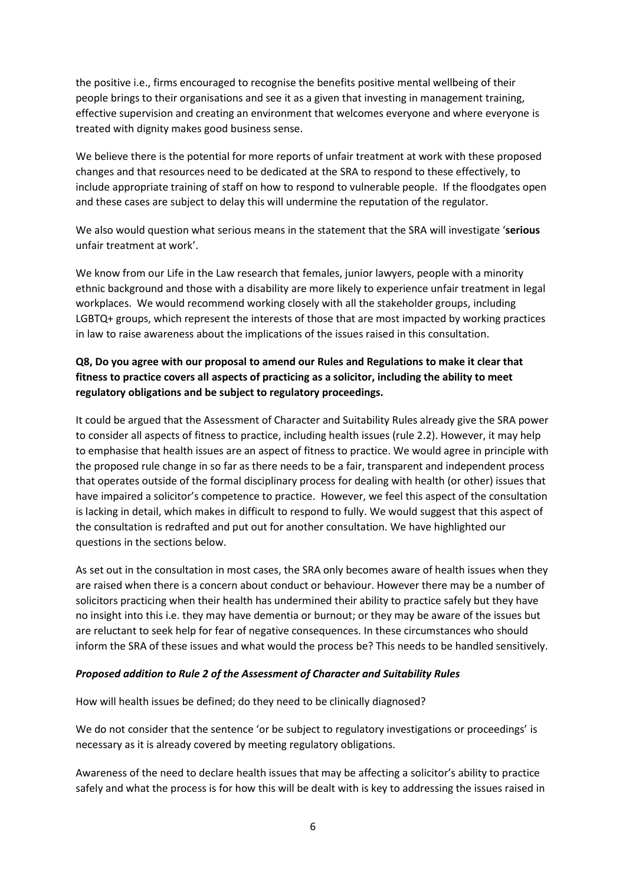the positive i.e., firms encouraged to recognise the benefits positive mental wellbeing of their people brings to their organisations and see it as a given that investing in management training, effective supervision and creating an environment that welcomes everyone and where everyone is treated with dignity makes good business sense.

We believe there is the potential for more reports of unfair treatment at work with these proposed changes and that resources need to be dedicated at the SRA to respond to these effectively, to include appropriate training of staff on how to respond to vulnerable people. If the floodgates open and these cases are subject to delay this will undermine the reputation of the regulator.

We also would question what serious means in the statement that the SRA will investigate '**serious** unfair treatment at work'.

We know from our Life in the Law research that females, junior lawyers, people with a minority ethnic background and those with a disability are more likely to experience unfair treatment in legal workplaces. We would recommend working closely with all the stakeholder groups, including LGBTQ+ groups, which represent the interests of those that are most impacted by working practices in law to raise awareness about the implications of the issues raised in this consultation.

**Q8, Do you agree with our proposal to amend our Rules and Regulations to make it clear that fitness to practice covers all aspects of practicing as a solicitor, including the ability to meet regulatory obligations and be subject to regulatory proceedings.**

It could be argued that the Assessment of Character and Suitability Rules already give the SRA power to consider all aspects of fitness to practice, including health issues (rule 2.2). However, it may help to emphasise that health issues are an aspect of fitness to practice. We would agree in principle with the proposed rule change in so far as there needs to be a fair, transparent and independent process that operates outside of the formal disciplinary process for dealing with health (or other) issues that have impaired a solicitor's competence to practice. However, we feel this aspect of the consultation is lacking in detail, which makes in difficult to respond to fully. We would suggest that this aspect of the consultation is redrafted and put out for another consultation. We have highlighted our questions in the sections below.

As set out in the consultation in most cases, the SRA only becomes aware of health issues when they are raised when there is a concern about conduct or behaviour. However there may be a number of solicitors practicing when their health has undermined their ability to practice safely but they have no insight into this i.e. they may have dementia or burnout; or they may be aware of the issues but are reluctant to seek help for fear of negative consequences. In these circumstances who should inform the SRA of these issues and what would the process be? This needs to be handled sensitively.

***Proposed addition to Rule 2 of the Assessment of Character and Suitability Rules***

How will health issues be defined; do they need to be clinically diagnosed?

We do not consider that the sentence 'or be subject to regulatory investigations or proceedings' is necessary as it is already covered by meeting regulatory obligations.

Awareness of the need to declare health issues that may be affecting a solicitor's ability to practice safely and what the process is for how this will be dealt with is key to addressing the issues raised in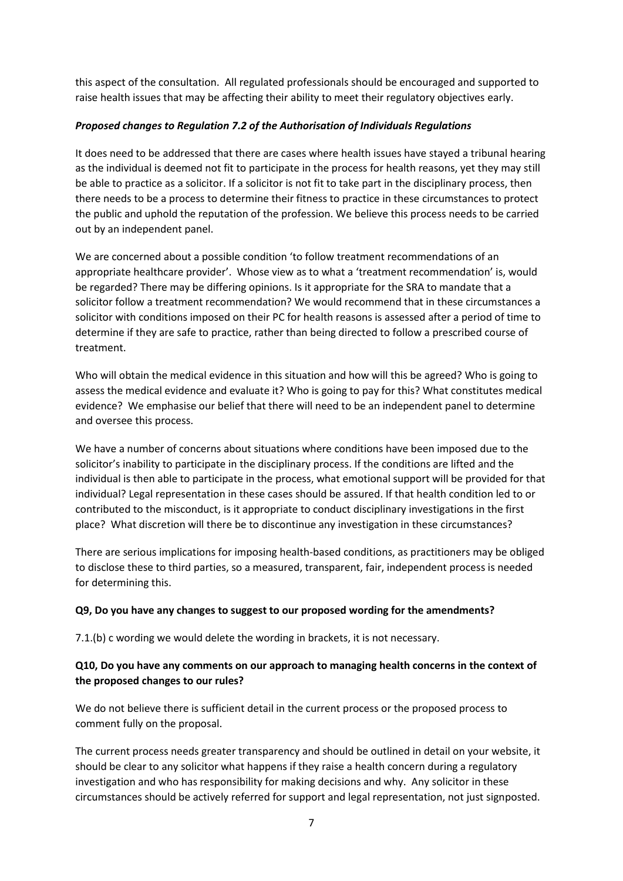this aspect of the consultation. All regulated professionals should be encouraged and supported to raise health issues that may be affecting their ability to meet their regulatory objectives early.

***Proposed changes to Regulation 7.2 of the Authorisation of Individuals Regulations***

It does need to be addressed that there are cases where health issues have stayed a tribunal hearing as the individual is deemed not fit to participate in the process for health reasons, yet they may still be able to practice as a solicitor. If a solicitor is not fit to take part in the disciplinary process, then there needs to be a process to determine their fitness to practice in these circumstances to protect the public and uphold the reputation of the profession. We believe this process needs to be carried out by an independent panel.

We are concerned about a possible condition 'to follow treatment recommendations of an appropriate healthcare provider'. Whose view as to what a 'treatment recommendation' is, would be regarded? There may be differing opinions. Is it appropriate for the SRA to mandate that a solicitor follow a treatment recommendation? We would recommend that in these circumstances a solicitor with conditions imposed on their PC for health reasons is assessed after a period of time to determine if they are safe to practice, rather than being directed to follow a prescribed course of treatment.

Who will obtain the medical evidence in this situation and how will this be agreed? Who is going to assess the medical evidence and evaluate it? Who is going to pay for this? What constitutes medical evidence? We emphasise our belief that there will need to be an independent panel to determine and oversee this process.

We have a number of concerns about situations where conditions have been imposed due to the solicitor's inability to participate in the disciplinary process. If the conditions are lifted and the individual is then able to participate in the process, what emotional support will be provided for that individual? Legal representation in these cases should be assured. If that health condition led to or contributed to the misconduct, is it appropriate to conduct disciplinary investigations in the first place? What discretion will there be to discontinue any investigation in these circumstances?

There are serious implications for imposing health-based conditions, as practitioners may be obliged to disclose these to third parties, so a measured, transparent, fair, independent process is needed for determining this.

**Q9, Do you have any changes to suggest to our proposed wording for the amendments?**

7.1.(b) c wording we would delete the wording in brackets, it is not necessary.

**Q10, Do you have any comments on our approach to managing health concerns in the context of the proposed changes to our rules?**

We do not believe there is sufficient detail in the current process or the proposed process to comment fully on the proposal.

The current process needs greater transparency and should be outlined in detail on your website, it should be clear to any solicitor what happens if they raise a health concern during a regulatory investigation and who has responsibility for making decisions and why. Any solicitor in these circumstances should be actively referred for support and legal representation, not just signposted.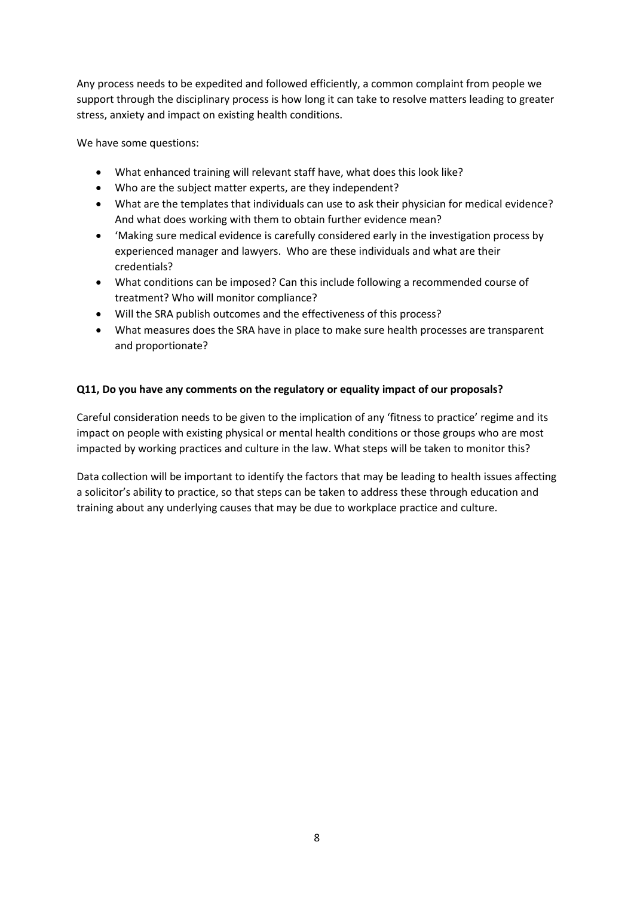Any process needs to be expedited and followed efficiently, a common complaint from people we support through the disciplinary process is how long it can take to resolve matters leading to greater stress, anxiety and impact on existing health conditions.

We have some questions:

- What enhanced training will relevant staff have, what does this look like?
- Who are the subject matter experts, are they independent?
- What are the templates that individuals can use to ask their physician for medical evidence? And what does working with them to obtain further evidence mean?
- 'Making sure medical evidence is carefully considered early in the investigation process by experienced manager and lawyers. Who are these individuals and what are their credentials?
- What conditions can be imposed? Can this include following a recommended course of treatment? Who will monitor compliance?
- Will the SRA publish outcomes and the effectiveness of this process?
- What measures does the SRA have in place to make sure health processes are transparent and proportionate?

**Q11, Do you have any comments on the regulatory or equality impact of our proposals?**

Careful consideration needs to be given to the implication of any 'fitness to practice' regime and its impact on people with existing physical or mental health conditions or those groups who are most impacted by working practices and culture in the law. What steps will be taken to monitor this?

Data collection will be important to identify the factors that may be leading to health issues affecting a solicitor's ability to practice, so that steps can be taken to address these through education and training about any underlying causes that may be due to workplace practice and culture.